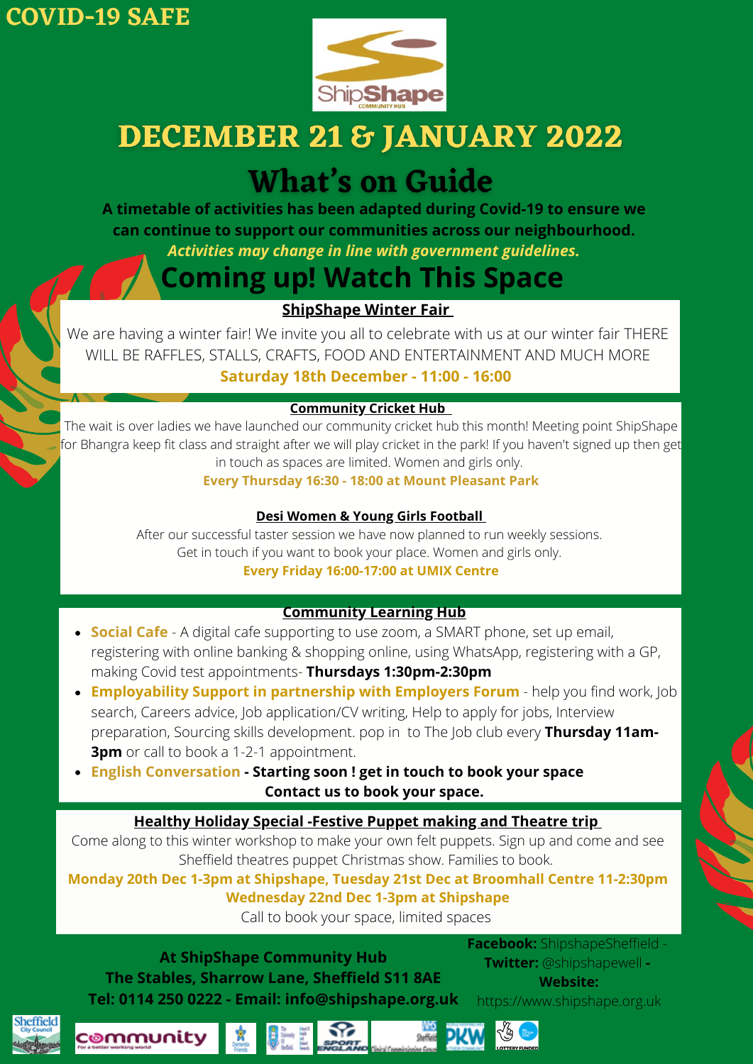COVID-19 SAFE

# DECEMBER 21 & JANUARY 2022

# What's on Guide

**A timetable of activities has been adapted during Covid-19 to ensure we can continue to support our communities across our neighbourhood.**

***Activities may change in line with government guidelines.***

## Coming up! Watch This Space

### ShipShape Winter Fair

We are having a winter fair! We invite you all to celebrate with us at our winter fair THERE WILL BE RAFFLES, STALLS, CRAFTS, FOOD AND ENTERTAINMENT AND MUCH MORE

**Saturday 18th December - 11:00 - 16:00**

### Community Cricket Hub

The wait is over ladies we have launched our community cricket hub this month! Meeting point ShipShape for Bhangra keep fit class and straight after we will play cricket in the park! If you haven't signed up then get in touch as spaces are limited. Women and girls only.

**Every Thursday 16:30 - 18:00 at Mount Pleasant Park**

### Desi Women & Young Girls Football

After our successful taster session we have now planned to run weekly sessions. Get in touch if you want to book your place. Women and girls only.

**Every Friday 16:00-17:00 at UMIX Centre**

### Community Learning Hub

- **Social Cafe** - A digital cafe supporting to use zoom, a SMART phone, set up email, registering with online banking & shopping online, using WhatsApp, registering with a GP, making Covid test appointments- **Thursdays 1:30pm-2:30pm**
- **Employability Support in partnership with Employers Forum** - help you find work, Job search, Careers advice, Job application/CV writing, Help to apply for jobs, Interview preparation, Sourcing skills development. pop in to The Job club every **Thursday 11am-3pm** or call to book a 1-2-1 appointment.
- **English Conversation** - **Starting soon ! get in touch to book your space**

**Contact us to book your space.**

### Healthy Holiday Special -Festive Puppet making and Theatre trip

Come along to this winter workshop to make your own felt puppets. Sign up and come and see Sheffield theatres puppet Christmas show. Families to book.

**Monday 20th Dec 1-3pm at Shipshape, Tuesday 21st Dec at Broomhall Centre 11-2:30pm**
**Wednesday 22nd Dec 1-3pm at Shipshape**

Call to book your space, limited spaces

**At ShipShape Community Hub**
**The Stables, Sharrow Lane, Sheffield S11 8AE**
**Tel: 0114 250 0222 - Email: info@shipshape.org.uk**

**Facebook:** ShipshapeSheffield - **Twitter:** @shipshapewell - **Website:** https://www.shipshape.org.uk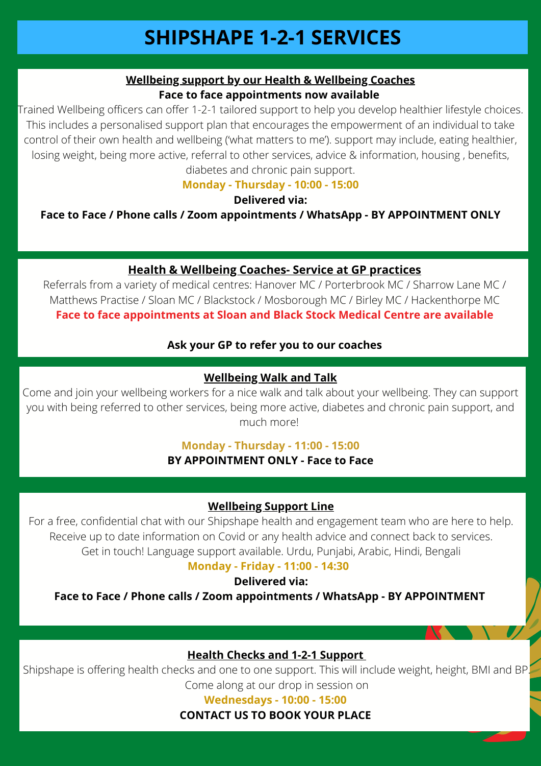# SHIPSHAPE 1-2-1 SERVICES

## Wellbeing support by our Health & Wellbeing Coaches

**Face to face appointments now available**

Trained Wellbeing officers can offer 1-2-1 tailored support to help you develop healthier lifestyle choices. This includes a personalised support plan that encourages the empowerment of an individual to take control of their own health and wellbeing ('what matters to me'). support may include, eating healthier, losing weight, being more active, referral to other services, advice & information, housing , benefits, diabetes and chronic pain support.

**Monday - Thursday - 10:00 - 15:00**

**Delivered via:**

**Face to Face / Phone calls / Zoom appointments / WhatsApp - BY APPOINTMENT ONLY**

## Health & Wellbeing Coaches- Service at GP practices

Referrals from a variety of medical centres: Hanover MC / Porterbrook MC / Sharrow Lane MC / Matthews Practise / Sloan MC / Blackstock / Mosborough MC / Birley MC / Hackenthorpe MC

**Face to face appointments at Sloan and Black Stock Medical Centre are available**

**Ask your GP to refer you to our coaches**

## Wellbeing Walk and Talk

Come and join your wellbeing workers for a nice walk and talk about your wellbeing. They can support you with being referred to other services, being more active, diabetes and chronic pain support, and much more!

**Monday - Thursday - 11:00 - 15:00**

**BY APPOINTMENT ONLY - Face to Face**

## Wellbeing Support Line

For a free, confidential chat with our Shipshape health and engagement team who are here to help. Receive up to date information on Covid or any health advice and connect back to services. Get in touch! Language support available. Urdu, Punjabi, Arabic, Hindi, Bengali

**Monday - Friday - 11:00 - 14:30**

**Delivered via:**

**Face to Face / Phone calls / Zoom appointments / WhatsApp - BY APPOINTMENT**

## Health Checks and 1-2-1 Support

Shipshape is offering health checks and one to one support. This will include weight, height, BMI and BP. Come along at our drop in session on

**Wednesdays - 10:00 - 15:00**

**CONTACT US TO BOOK YOUR PLACE**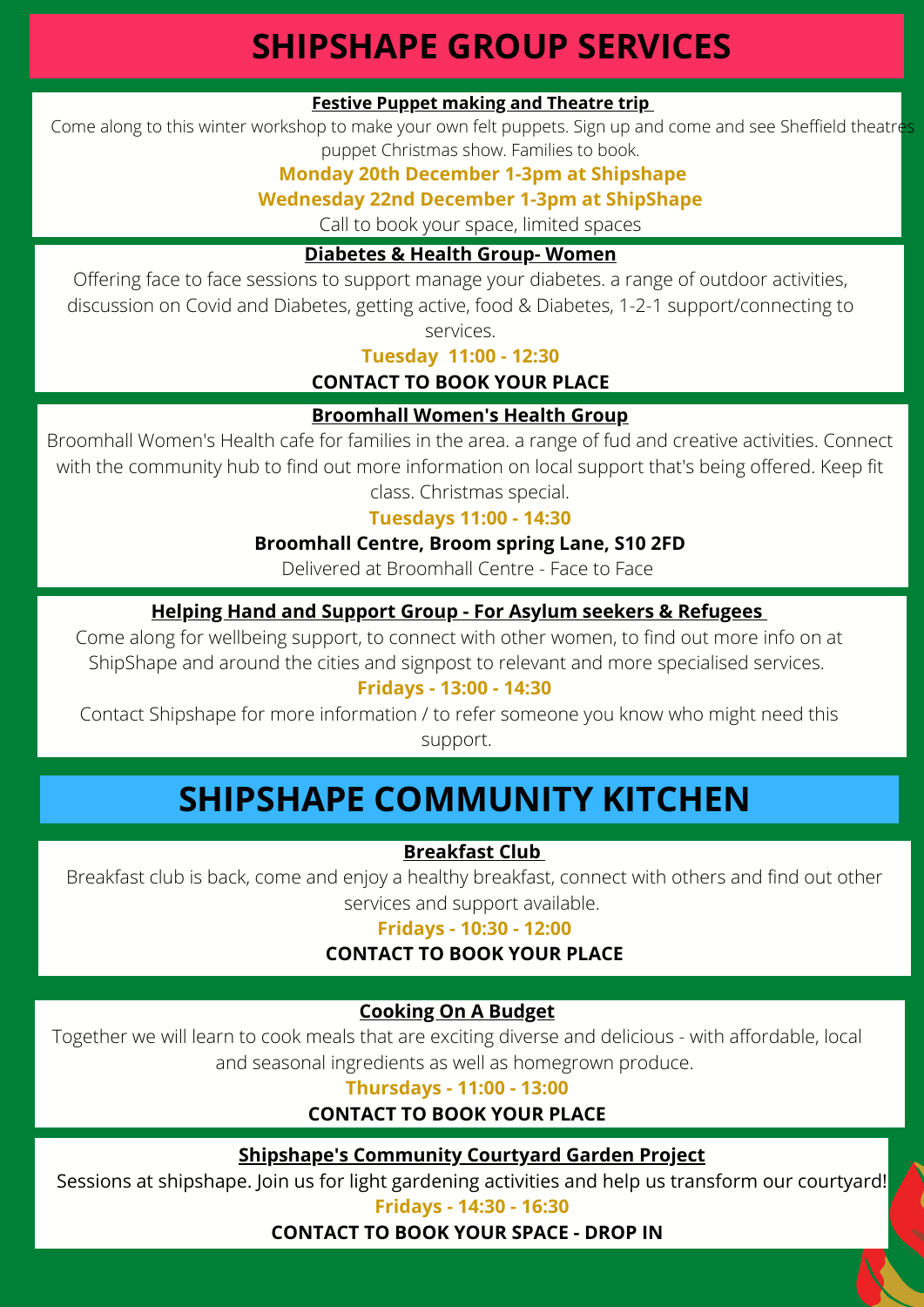# SHIPSHAPE GROUP SERVICES

### Festive Puppet making and Theatre trip

Come along to this winter workshop to make your own felt puppets. Sign up and come and see Sheffield theatres puppet Christmas show. Families to book.

**Monday 20th December 1-3pm at Shipshape**

**Wednesday 22nd December 1-3pm at ShipShape**

Call to book your space, limited spaces

### Diabetes & Health Group- Women

Offering face to face sessions to support manage your diabetes. a range of outdoor activities, discussion on Covid and Diabetes, getting active, food & Diabetes, 1-2-1 support/connecting to services.

**Tuesday 11:00 - 12:30**

**CONTACT TO BOOK YOUR PLACE**

### Broomhall Women's Health Group

Broomhall Women's Health cafe for families in the area. a range of fud and creative activities. Connect with the community hub to find out more information on local support that's being offered. Keep fit class. Christmas special.

**Tuesdays 11:00 - 14:30**

**Broomhall Centre, Broom spring Lane, S10 2FD**

Delivered at Broomhall Centre - Face to Face

### Helping Hand and Support Group - For Asylum seekers & Refugees

Come along for wellbeing support, to connect with other women, to find out more info on at ShipShape and around the cities and signpost to relevant and more specialised services.

**Fridays - 13:00 - 14:30**

Contact Shipshape for more information / to refer someone you know who might need this support.

# SHIPSHAPE COMMUNITY KITCHEN

### Breakfast Club

Breakfast club is back, come and enjoy a healthy breakfast, connect with others and find out other services and support available.

**Fridays - 10:30 - 12:00**

**CONTACT TO BOOK YOUR PLACE**

### Cooking On A Budget

Together we will learn to cook meals that are exciting diverse and delicious - with affordable, local and seasonal ingredients as well as homegrown produce.

**Thursdays - 11:00 - 13:00**

**CONTACT TO BOOK YOUR PLACE**

### Shipshape's Community Courtyard Garden Project

Sessions at shipshape. Join us for light gardening activities and help us transform our courtyard!

**Fridays - 14:30 - 16:30**

**CONTACT TO BOOK YOUR SPACE - DROP IN**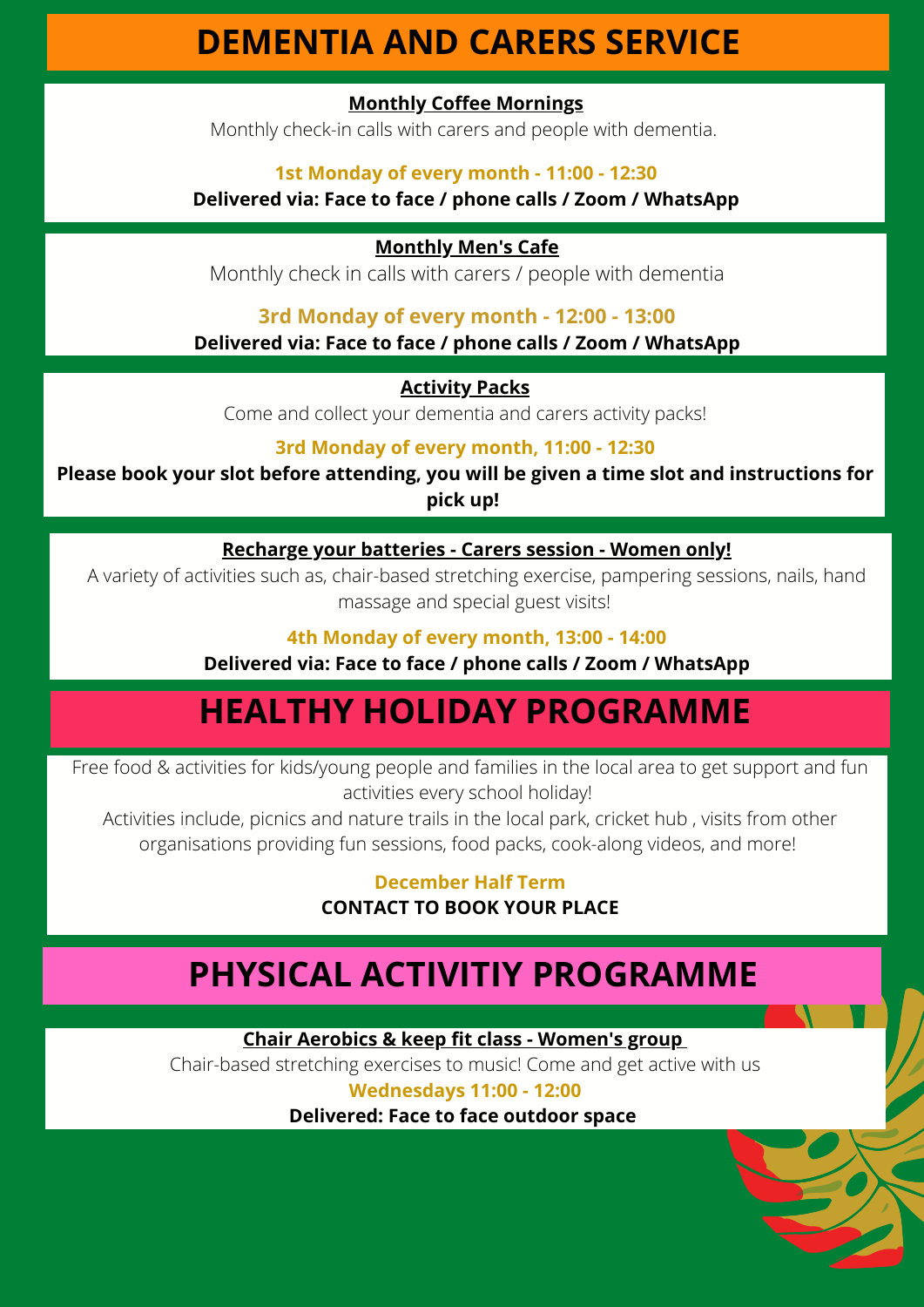# DEMENTIA AND CARERS SERVICE

### Monthly Coffee Mornings

Monthly check-in calls with carers and people with dementia.

**1st Monday of every month - 11:00 - 12:30**

**Delivered via: Face to face / phone calls / Zoom / WhatsApp**

### Monthly Men's Cafe

Monthly check in calls with carers / people with dementia

**3rd Monday of every month - 12:00 - 13:00**

**Delivered via: Face to face / phone calls / Zoom / WhatsApp**

### Activity Packs

Come and collect your dementia and carers activity packs!

**3rd Monday of every month, 11:00 - 12:30**

**Please book your slot before attending, you will be given a time slot and instructions for pick up!**

### Recharge your batteries - Carers session - Women only!

A variety of activities such as, chair-based stretching exercise, pampering sessions, nails, hand massage and special guest visits!

**4th Monday of every month, 13:00 - 14:00**

**Delivered via: Face to face / phone calls / Zoom / WhatsApp**

# HEALTHY HOLIDAY PROGRAMME

Free food & activities for kids/young people and families in the local area to get support and fun activities every school holiday!

Activities include, picnics and nature trails in the local park, cricket hub , visits from other organisations providing fun sessions, food packs, cook-along videos, and more!

**December Half Term**

**CONTACT TO BOOK YOUR PLACE**

# PHYSICAL ACTIVITIY PROGRAMME

### Chair Aerobics & keep fit class - Women's group

Chair-based stretching exercises to music! Come and get active with us

**Wednesdays 11:00 - 12:00**

**Delivered: Face to face outdoor space**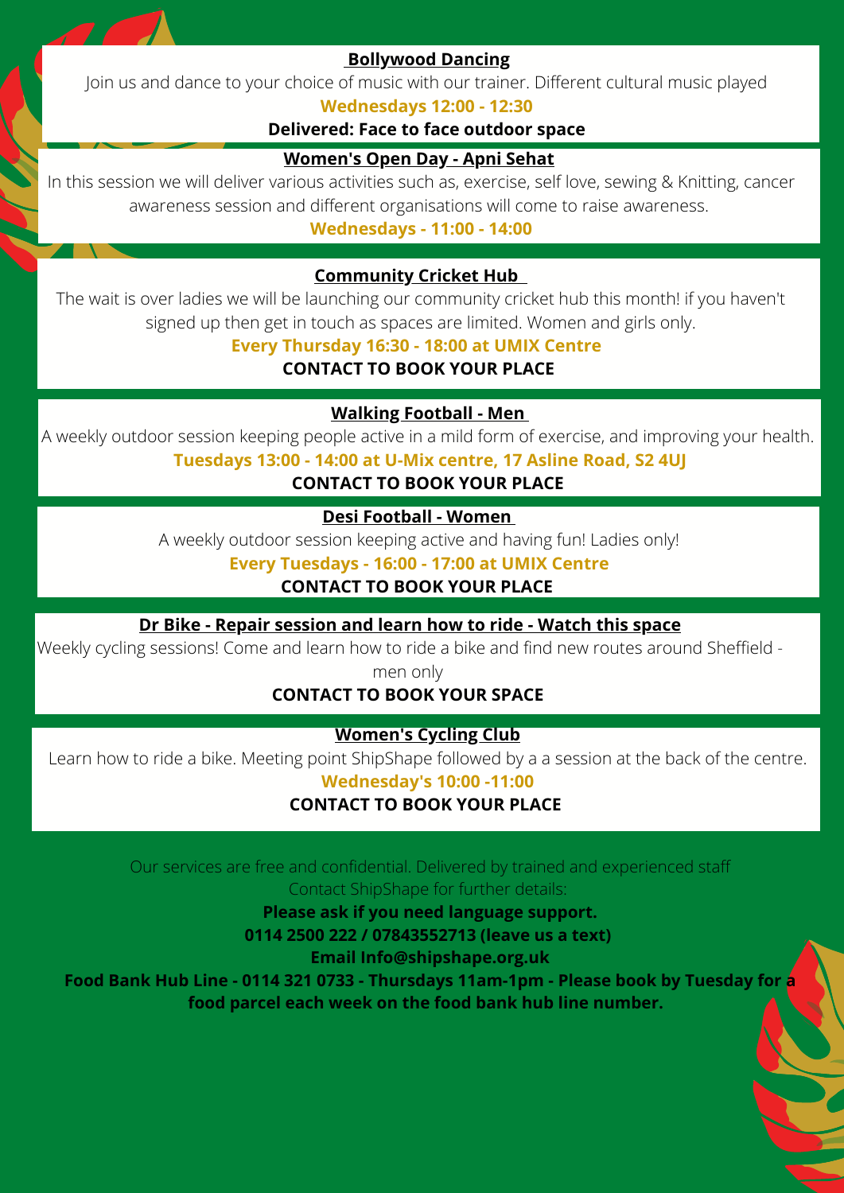## Bollywood Dancing

Join us and dance to your choice of music with our trainer. Different cultural music played

**Wednesdays 12:00 - 12:30**

**Delivered: Face to face outdoor space**

## Women's Open Day - Apni Sehat

In this session we will deliver various activities such as, exercise, self love, sewing & Knitting, cancer awareness session and different organisations will come to raise awareness.

**Wednesdays - 11:00 - 14:00**

## Community Cricket Hub

The wait is over ladies we will be launching our community cricket hub this month! if you haven't signed up then get in touch as spaces are limited. Women and girls only.

**Every Thursday 16:30 - 18:00 at UMIX Centre**

**CONTACT TO BOOK YOUR PLACE**

## Walking Football - Men

A weekly outdoor session keeping people active in a mild form of exercise, and improving your health.

**Tuesdays 13:00 - 14:00 at U-Mix centre, 17 Asline Road, S2 4UJ**

**CONTACT TO BOOK YOUR PLACE**

## Desi Football - Women

A weekly outdoor session keeping active and having fun! Ladies only!

**Every Tuesdays - 16:00 - 17:00 at UMIX Centre**

**CONTACT TO BOOK YOUR PLACE**

## Dr Bike - Repair session and learn how to ride - Watch this space

Weekly cycling sessions! Come and learn how to ride a bike and find new routes around Sheffield - men only

**CONTACT TO BOOK YOUR SPACE**

## Women's Cycling Club

Learn how to ride a bike. Meeting point ShipShape followed by a a session at the back of the centre.

**Wednesday's 10:00 -11:00**

**CONTACT TO BOOK YOUR PLACE**

Our services are free and confidential. Delivered by trained and experienced staff

Contact ShipShape for further details:

**Please ask if you need language support.**

**0114 2500 222 / 07843552713 (leave us a text)**

**Email Info@shipshape.org.uk**

**Food Bank Hub Line - 0114 321 0733 - Thursdays 11am-1pm - Please book by Tuesday for a food parcel each week on the food bank hub line number.**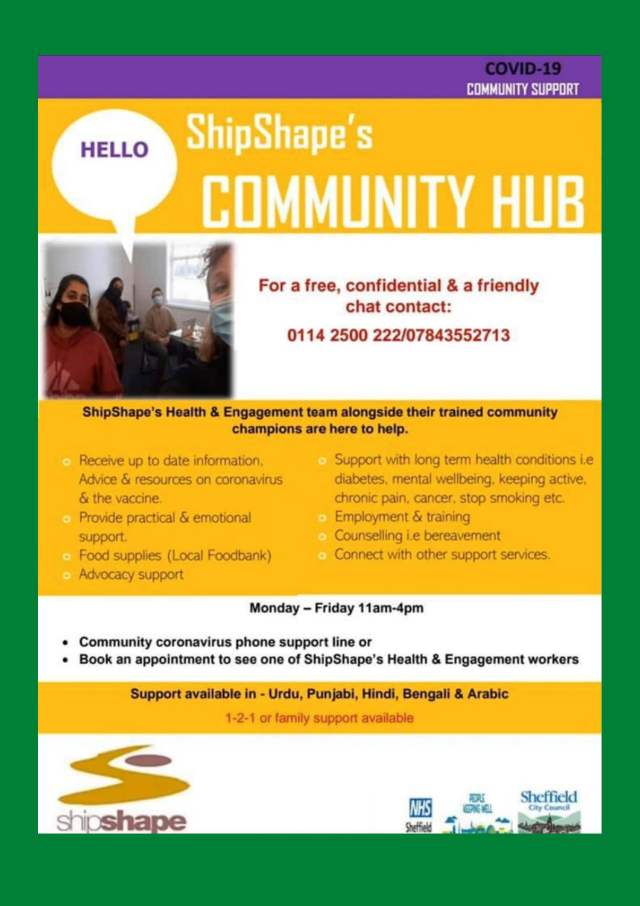COVID-19
COMMUNITY SUPPORT

HELLO

# ShipShape's COMMUNITY HUB

**For a free, confidential & a friendly chat contact:**

**0114 2500 222/07843552713**

**ShipShape's Health & Engagement team alongside their trained community champions are here to help.**

- Receive up to date information, Advice & resources on coronavirus & the vaccine.
- Provide practical & emotional support.
- Food supplies (Local Foodbank)
- Advocacy support
- Support with long term health conditions i.e diabetes, mental wellbeing, keeping active, chronic pain, cancer, stop smoking etc.
- Employment & training
- Counselling i.e bereavement
- Connect with other support services.

**Monday – Friday 11am-4pm**

- **Community coronavirus phone support line or**
- **Book an appointment to see one of ShipShape's Health & Engagement workers**

**Support available in - Urdu, Punjabi, Hindi, Bengali & Arabic**

1-2-1 or family support available

shipshape

NHS Sheffield

PEOPLE KEEPING WELL

Sheffield City Council